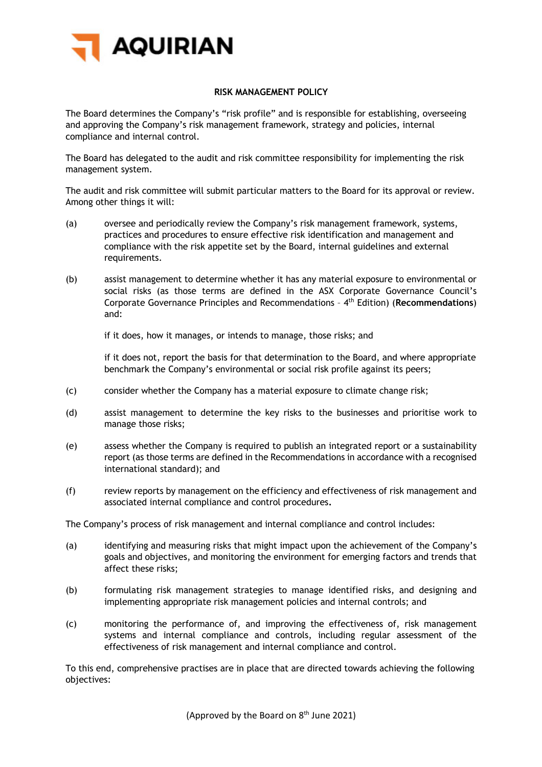# AQUIRIAN

## RISK MANAGEMENT POLICY

The Board determines the Company's "risk profile" and is responsible for establishing, overseeing and approving the Company's risk management framework, strategy and policies, internal compliance and internal control.

The Board has delegated to the audit and risk committee responsibility for implementing the risk management system.

The audit and risk committee will submit particular matters to the Board for its approval or review. Among other things it will:

(a) oversee and periodically review the Company's risk management framework, systems, practices and procedures to ensure effective risk identification and management and compliance with the risk appetite set by the Board, internal guidelines and external requirements.

(b) assist management to determine whether it has any material exposure to environmental or social risks (as those terms are defined in the ASX Corporate Governance Council's Corporate Governance Principles and Recommendations – 4th Edition) (**Recommendations**) and:

if it does, how it manages, or intends to manage, those risks; and

if it does not, report the basis for that determination to the Board, and where appropriate benchmark the Company's environmental or social risk profile against its peers;

(c) consider whether the Company has a material exposure to climate change risk;

(d) assist management to determine the key risks to the businesses and prioritise work to manage those risks;

(e) assess whether the Company is required to publish an integrated report or a sustainability report (as those terms are defined in the Recommendations in accordance with a recognised international standard); and

(f) review reports by management on the efficiency and effectiveness of risk management and associated internal compliance and control procedures.

The Company's process of risk management and internal compliance and control includes:

(a) identifying and measuring risks that might impact upon the achievement of the Company's goals and objectives, and monitoring the environment for emerging factors and trends that affect these risks;

(b) formulating risk management strategies to manage identified risks, and designing and implementing appropriate risk management policies and internal controls; and

(c) monitoring the performance of, and improving the effectiveness of, risk management systems and internal compliance and controls, including regular assessment of the effectiveness of risk management and internal compliance and control.

To this end, comprehensive practises are in place that are directed towards achieving the following objectives: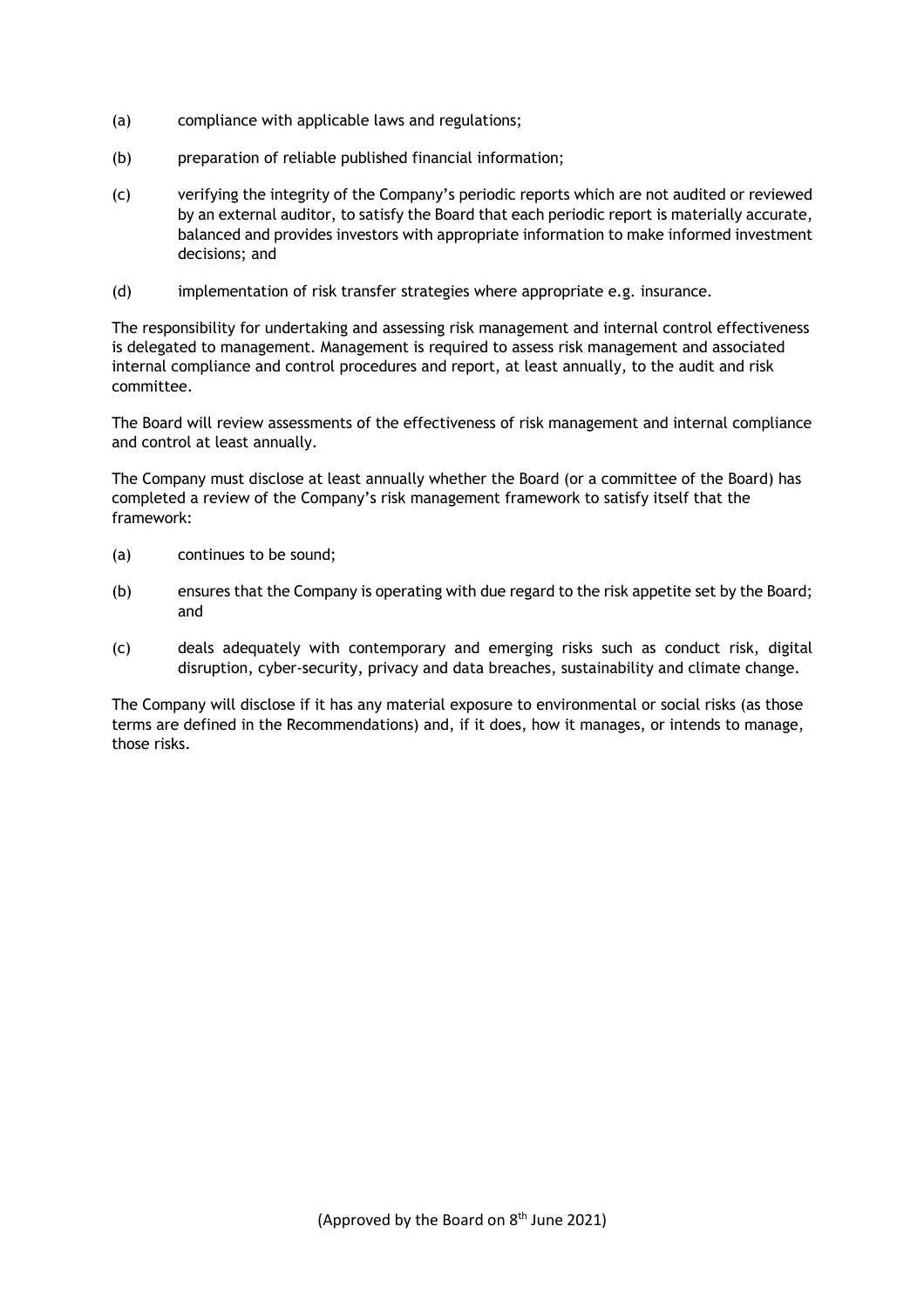(a) compliance with applicable laws and regulations;

(b) preparation of reliable published financial information;

(c) verifying the integrity of the Company's periodic reports which are not audited or reviewed by an external auditor, to satisfy the Board that each periodic report is materially accurate, balanced and provides investors with appropriate information to make informed investment decisions; and

(d) implementation of risk transfer strategies where appropriate e.g. insurance.

The responsibility for undertaking and assessing risk management and internal control effectiveness is delegated to management. Management is required to assess risk management and associated internal compliance and control procedures and report, at least annually, to the audit and risk committee.

The Board will review assessments of the effectiveness of risk management and internal compliance and control at least annually.

The Company must disclose at least annually whether the Board (or a committee of the Board) has completed a review of the Company's risk management framework to satisfy itself that the framework:

(a) continues to be sound;

(b) ensures that the Company is operating with due regard to the risk appetite set by the Board; and

(c) deals adequately with contemporary and emerging risks such as conduct risk, digital disruption, cyber-security, privacy and data breaches, sustainability and climate change.

The Company will disclose if it has any material exposure to environmental or social risks (as those terms are defined in the Recommendations) and, if it does, how it manages, or intends to manage, those risks.

(Approved by the Board on 8th June 2021)